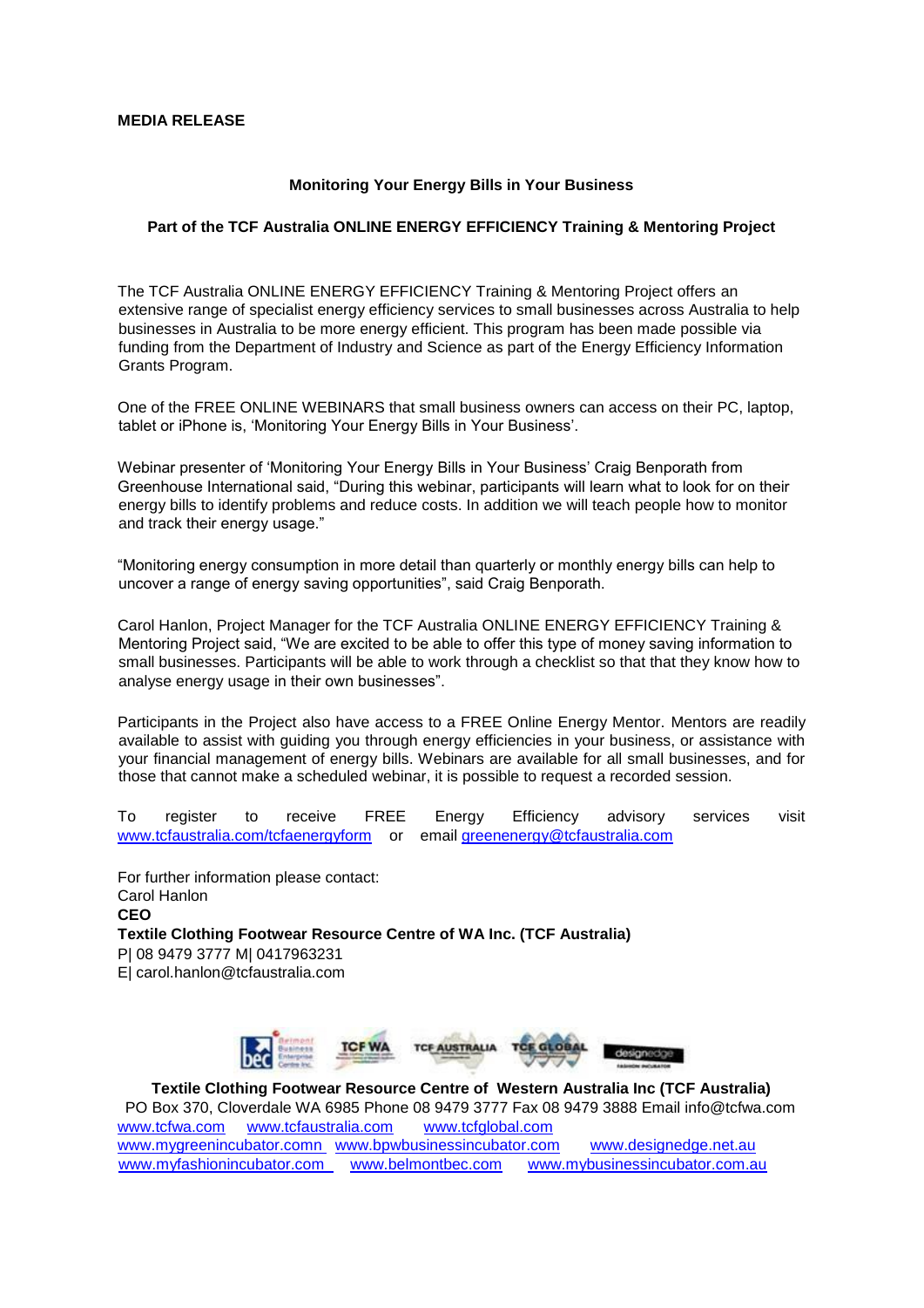**MEDIA RELEASE**

**Monitoring Your Energy Bills in Your Business**

**Part of the TCF Australia ONLINE ENERGY EFFICIENCY Training & Mentoring Project**

The TCF Australia ONLINE ENERGY EFFICIENCY Training & Mentoring Project offers an extensive range of specialist energy efficiency services to small businesses across Australia to help businesses in Australia to be more energy efficient. This program has been made possible via funding from the Department of Industry and Science as part of the Energy Efficiency Information Grants Program.

One of the FREE ONLINE WEBINARS that small business owners can access on their PC, laptop, tablet or iPhone is, 'Monitoring Your Energy Bills in Your Business'.

Webinar presenter of 'Monitoring Your Energy Bills in Your Business' Craig Benporath from Greenhouse International said, "During this webinar, participants will learn what to look for on their energy bills to identify problems and reduce costs. In addition we will teach people how to monitor and track their energy usage."

"Monitoring energy consumption in more detail than quarterly or monthly energy bills can help to uncover a range of energy saving opportunities", said Craig Benporath.

Carol Hanlon, Project Manager for the TCF Australia ONLINE ENERGY EFFICIENCY Training & Mentoring Project said, "We are excited to be able to offer this type of money saving information to small businesses. Participants will be able to work through a checklist so that that they know how to analyse energy usage in their own businesses".

Participants in the Project also have access to a FREE Online Energy Mentor. Mentors are readily available to assist with guiding you through energy efficiencies in your business, or assistance with your financial management of energy bills. Webinars are available for all small businesses, and for those that cannot make a scheduled webinar, it is possible to request a recorded session.

To register to receive FREE Energy Efficiency advisory services visit www.tcfaustralia.com/tcfaenergyform or email greenenergy@tcfaustralia.com

For further information please contact:
Carol Hanlon
**CEO**
**Textile Clothing Footwear Resource Centre of WA Inc. (TCF Australia)**
P| 08 9479 3777 M| 0417963231
E| carol.hanlon@tcfaustralia.com

**Textile Clothing Footwear Resource Centre of Western Australia Inc (TCF Australia)**
PO Box 370, Cloverdale WA 6985 Phone 08 9479 3777 Fax 08 9479 3888 Email info@tcfwa.com
www.tcfwa.com www.tcfaustralia.com www.tcfglobal.com
www.mygreenincubator.comn www.bpwbusinessincubator.com www.designedge.net.au
www.myfashionincubator.com www.belmontbec.com www.mybusinessincubator.com.au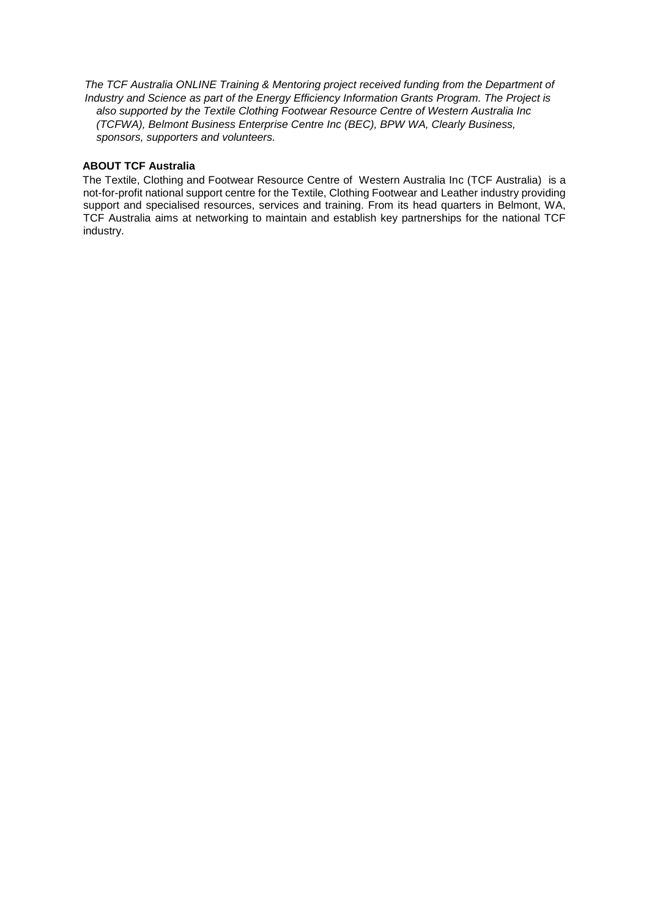*The TCF Australia ONLINE Training & Mentoring project received funding from the Department of Industry and Science as part of the Energy Efficiency Information Grants Program. The Project is also supported by the Textile Clothing Footwear Resource Centre of Western Australia Inc (TCFWA), Belmont Business Enterprise Centre Inc (BEC), BPW WA, Clearly Business, sponsors, supporters and volunteers.*

**ABOUT TCF Australia**

The Textile, Clothing and Footwear Resource Centre of Western Australia Inc (TCF Australia) is a not-for-profit national support centre for the Textile, Clothing Footwear and Leather industry providing support and specialised resources, services and training. From its head quarters in Belmont, WA, TCF Australia aims at networking to maintain and establish key partnerships for the national TCF industry.